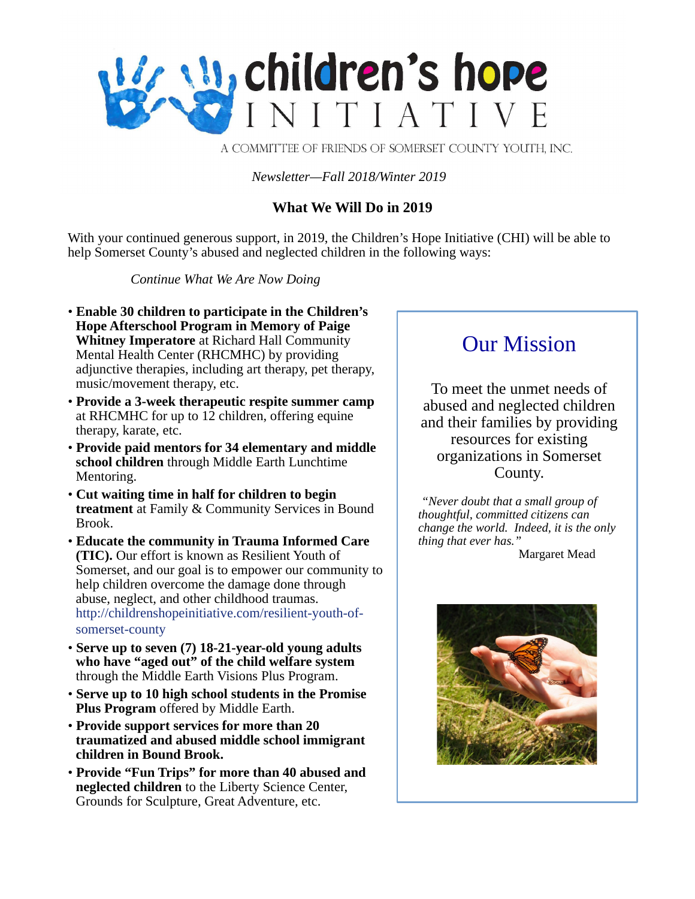# children's hope INITIATIVE

A COMMITTEE OF FRIENDS OF SOMERSET COUNTY YOUTH, INC.

*Newsletter—Fall 2018/Winter 2019*

## What We Will Do in 2019

With your continued generous support, in 2019, the Children's Hope Initiative (CHI) will be able to help Somerset County's abused and neglected children in the following ways:

*Continue What We Are Now Doing*

- **Enable 30 children to participate in the Children's Hope Afterschool Program in Memory of Paige Whitney Imperatore** at Richard Hall Community Mental Health Center (RHCMHC) by providing adjunctive therapies, including art therapy, pet therapy, music/movement therapy, etc.
- **Provide a 3-week therapeutic respite summer camp** at RHCMHC for up to 12 children, offering equine therapy, karate, etc.
- **Provide paid mentors for 34 elementary and middle school children** through Middle Earth Lunchtime Mentoring.
- **Cut waiting time in half for children to begin treatment** at Family & Community Services in Bound Brook.
- **Educate the community in Trauma Informed Care (TIC).** Our effort is known as Resilient Youth of Somerset, and our goal is to empower our community to help children overcome the damage done through abuse, neglect, and other childhood traumas. http://childrenshopeinitiative.com/resilient-youth-of-somerset-county
- **Serve up to seven (7) 18-21-year-old young adults who have "aged out" of the child welfare system** through the Middle Earth Visions Plus Program.
- **Serve up to 10 high school students in the Promise Plus Program** offered by Middle Earth.
- **Provide support services for more than 20 traumatized and abused middle school immigrant children in Bound Brook.**
- **Provide "Fun Trips" for more than 40 abused and neglected children** to the Liberty Science Center, Grounds for Sculpture, Great Adventure, etc.

## Our Mission

To meet the unmet needs of abused and neglected children and their families by providing resources for existing organizations in Somerset County.

*"Never doubt that a small group of thoughtful, committed citizens can change the world. Indeed, it is the only thing that ever has."*
Margaret Mead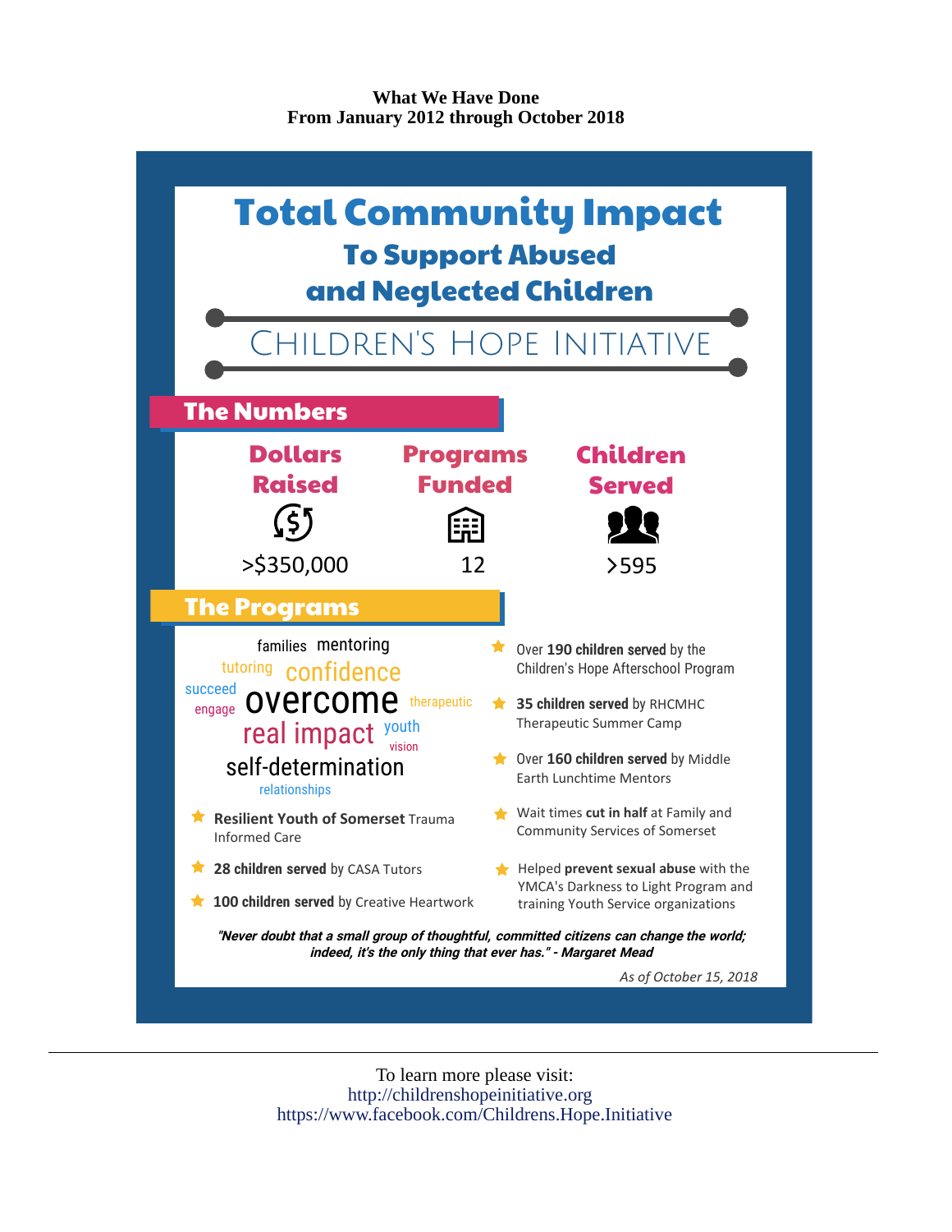**What We Have Done**
**From January 2012 through October 2018**

# Total Community Impact

## To Support Abused and Neglected Children

### CHILDREN'S HOPE INITIATIVE

## The Numbers

| Dollars Raised | Programs Funded | Children Served |
|---|---|---|
| >$350,000 | 12 | >595 |

## The Programs

families mentoring tutoring confidence succeed engage overcome therapeutic real impact youth vision self-determination relationships

- **Resilient Youth of Somerset** Trauma Informed Care
- **28 children served** by CASA Tutors
- **100 children served** by Creative Heartwork
- Over **190 children served** by the Children's Hope Afterschool Program
- **35 children served** by RHCMHC Therapeutic Summer Camp
- Over **160 children served** by Middle Earth Lunchtime Mentors
- Wait times **cut in half** at Family and Community Services of Somerset
- Helped **prevent sexual abuse** with the YMCA's Darkness to Light Program and training Youth Service organizations

***"Never doubt that a small group of thoughtful, committed citizens can change the world; indeed, it's the only thing that ever has." - Margaret Mead***

*As of October 15, 2018*

---

To learn more please visit:
http://childrenshopeinitiative.org
https://www.facebook.com/Childrens.Hope.Initiative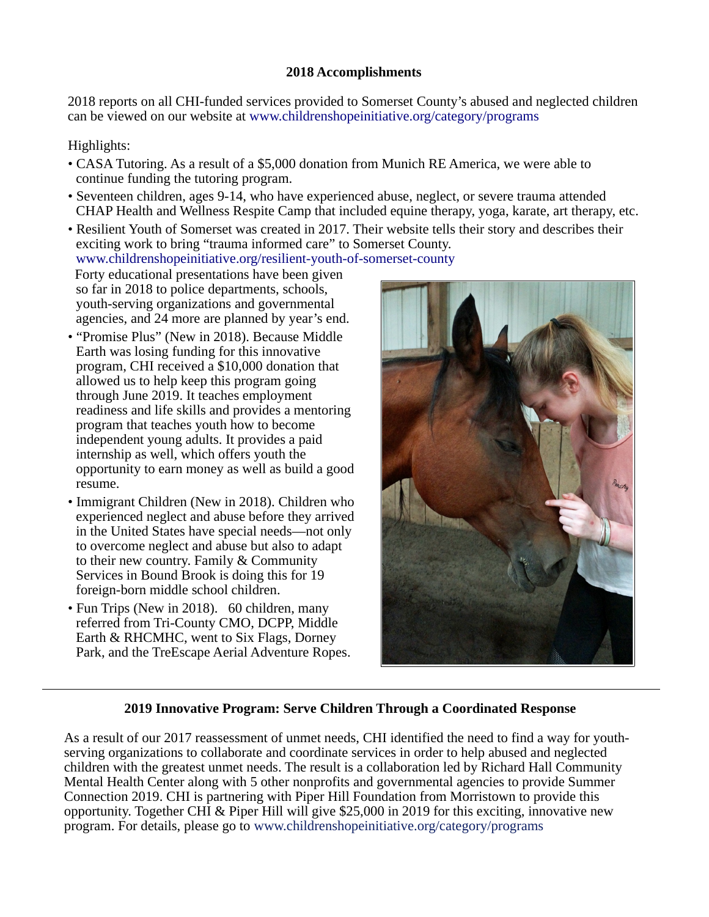## 2018 Accomplishments

2018 reports on all CHI-funded services provided to Somerset County's abused and neglected children can be viewed on our website at www.childrenshopeinitiative.org/category/programs

Highlights:

- CASA Tutoring. As a result of a $5,000 donation from Munich RE America, we were able to continue funding the tutoring program.
- Seventeen children, ages 9-14, who have experienced abuse, neglect, or severe trauma attended CHAP Health and Wellness Respite Camp that included equine therapy, yoga, karate, art therapy, etc.
- Resilient Youth of Somerset was created in 2017. Their website tells their story and describes their exciting work to bring "trauma informed care" to Somerset County. www.childrenshopeinitiative.org/resilient-youth-of-somerset-county
  Forty educational presentations have been given so far in 2018 to police departments, schools, youth-serving organizations and governmental agencies, and 24 more are planned by year's end.
- "Promise Plus" (New in 2018). Because Middle Earth was losing funding for this innovative program, CHI received a $10,000 donation that allowed us to help keep this program going through June 2019. It teaches employment readiness and life skills and provides a mentoring program that teaches youth how to become independent young adults. It provides a paid internship as well, which offers youth the opportunity to earn money as well as build a good resume.
- Immigrant Children (New in 2018). Children who experienced neglect and abuse before they arrived in the United States have special needs—not only to overcome neglect and abuse but also to adapt to their new country. Family & Community Services in Bound Brook is doing this for 19 foreign-born middle school children.
- Fun Trips (New in 2018). 60 children, many referred from Tri-County CMO, DCPP, Middle Earth & RHCMHC, went to Six Flags, Dorney Park, and the TreEscape Aerial Adventure Ropes.

---

## 2019 Innovative Program: Serve Children Through a Coordinated Response

As a result of our 2017 reassessment of unmet needs, CHI identified the need to find a way for youth-serving organizations to collaborate and coordinate services in order to help abused and neglected children with the greatest unmet needs. The result is a collaboration led by Richard Hall Community Mental Health Center along with 5 other nonprofits and governmental agencies to provide Summer Connection 2019. CHI is partnering with Piper Hill Foundation from Morristown to provide this opportunity. Together CHI & Piper Hill will give $25,000 in 2019 for this exciting, innovative new program. For details, please go to www.childrenshopeinitiative.org/category/programs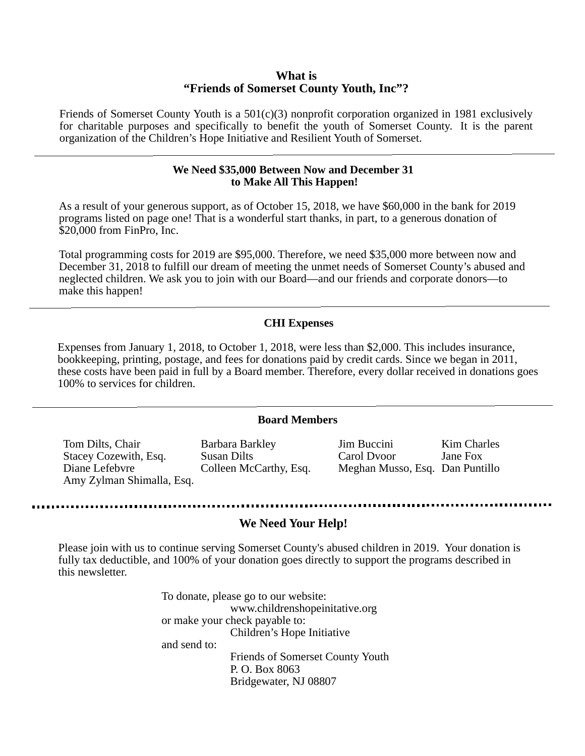## What is "Friends of Somerset County Youth, Inc"?

Friends of Somerset County Youth is a 501(c)(3) nonprofit corporation organized in 1981 exclusively for charitable purposes and specifically to benefit the youth of Somerset County. It is the parent organization of the Children's Hope Initiative and Resilient Youth of Somerset.

---

## We Need $35,000 Between Now and December 31 to Make All This Happen!

As a result of your generous support, as of October 15, 2018, we have $60,000 in the bank for 2019 programs listed on page one! That is a wonderful start thanks, in part, to a generous donation of $20,000 from FinPro, Inc.

Total programming costs for 2019 are $95,000. Therefore, we need $35,000 more between now and December 31, 2018 to fulfill our dream of meeting the unmet needs of Somerset County's abused and neglected children. We ask you to join with our Board—and our friends and corporate donors—to make this happen!

---

## CHI Expenses

Expenses from January 1, 2018, to October 1, 2018, were less than $2,000. This includes insurance, bookkeeping, printing, postage, and fees for donations paid by credit cards. Since we began in 2011, these costs have been paid in full by a Board member. Therefore, every dollar received in donations goes 100% to services for children.

---

## Board Members

| | | | |
|---|---|---|---|
| Tom Dilts, Chair | Barbara Barkley | Jim Buccini | Kim Charles |
| Stacey Cozewith, Esq. | Susan Dilts | Carol Dvoor | Jane Fox |
| Diane Lefebvre | Colleen McCarthy, Esq. | Meghan Musso, Esq. | Dan Puntillo |
| Amy Zylman Shimalla, Esq. | | | |

---

## We Need Your Help!

Please join with us to continue serving Somerset County's abused children in 2019. Your donation is fully tax deductible, and 100% of your donation goes directly to support the programs described in this newsletter.

To donate, please go to our website:
www.childrenshopeinitative.org
or make your check payable to:
Children's Hope Initiative
and send to:
Friends of Somerset County Youth
P. O. Box 8063
Bridgewater, NJ 08807